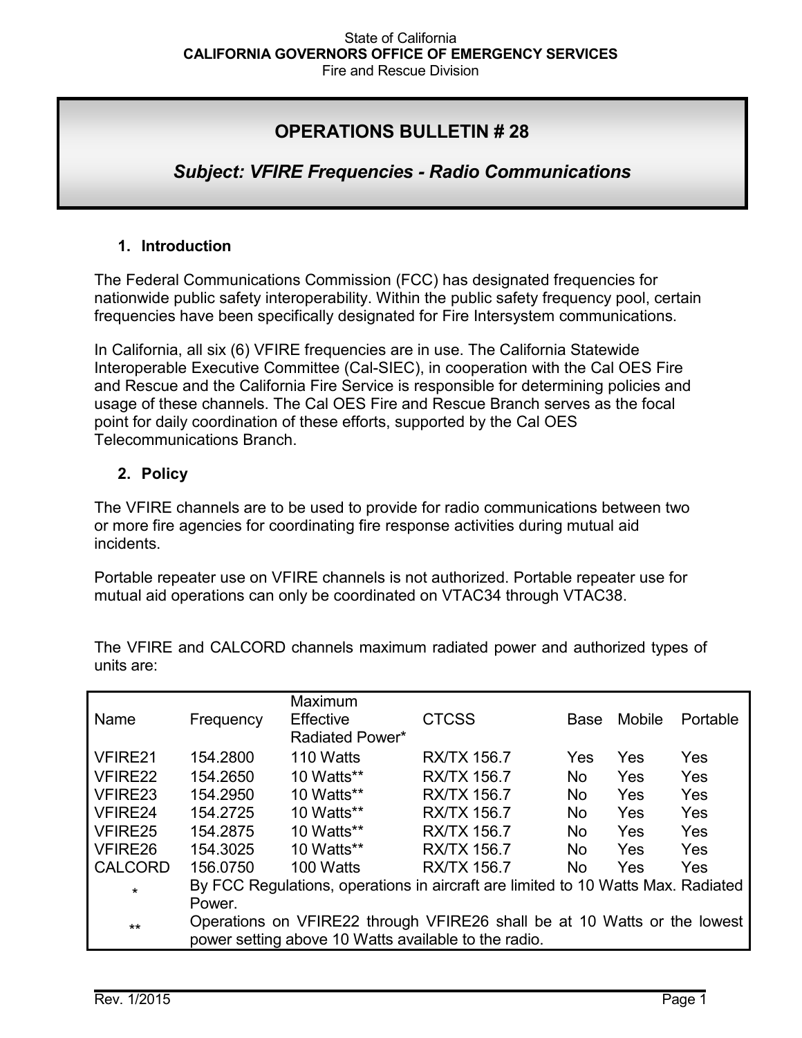State of California
**CALIFORNIA GOVERNORS OFFICE OF EMERGENCY SERVICES**
Fire and Rescue Division

# OPERATIONS BULLETIN # 28

## *Subject: VFIRE Frequencies - Radio Communications*

### 1. Introduction

The Federal Communications Commission (FCC) has designated frequencies for nationwide public safety interoperability. Within the public safety frequency pool, certain frequencies have been specifically designated for Fire Intersystem communications.

In California, all six (6) VFIRE frequencies are in use. The California Statewide Interoperable Executive Committee (Cal-SIEC), in cooperation with the Cal OES Fire and Rescue and the California Fire Service is responsible for determining policies and usage of these channels. The Cal OES Fire and Rescue Branch serves as the focal point for daily coordination of these efforts, supported by the Cal OES Telecommunications Branch.

### 2. Policy

The VFIRE channels are to be used to provide for radio communications between two or more fire agencies for coordinating fire response activities during mutual aid incidents.

Portable repeater use on VFIRE channels is not authorized. Portable repeater use for mutual aid operations can only be coordinated on VTAC34 through VTAC38.

The VFIRE and CALCORD channels maximum radiated power and authorized types of units are:

| Name | Frequency | Maximum Effective Radiated Power* | CTCSS | Base | Mobile | Portable |
|---|---|---|---|---|---|---|
| VFIRE21 | 154.2800 | 110 Watts | RX/TX 156.7 | Yes | Yes | Yes |
| VFIRE22 | 154.2650 | 10 Watts** | RX/TX 156.7 | No | Yes | Yes |
| VFIRE23 | 154.2950 | 10 Watts** | RX/TX 156.7 | No | Yes | Yes |
| VFIRE24 | 154.2725 | 10 Watts** | RX/TX 156.7 | No | Yes | Yes |
| VFIRE25 | 154.2875 | 10 Watts** | RX/TX 156.7 | No | Yes | Yes |
| VFIRE26 | 154.3025 | 10 Watts** | RX/TX 156.7 | No | Yes | Yes |
| CALCORD | 156.0750 | 100 Watts | RX/TX 156.7 | No | Yes | Yes |
| * | By FCC Regulations, operations in aircraft are limited to 10 Watts Max. Radiated Power. | | | | | |
| ** | Operations on VFIRE22 through VFIRE26 shall be at 10 Watts or the lowest power setting above 10 Watts available to the radio. | | | | | |

Rev. 1/2015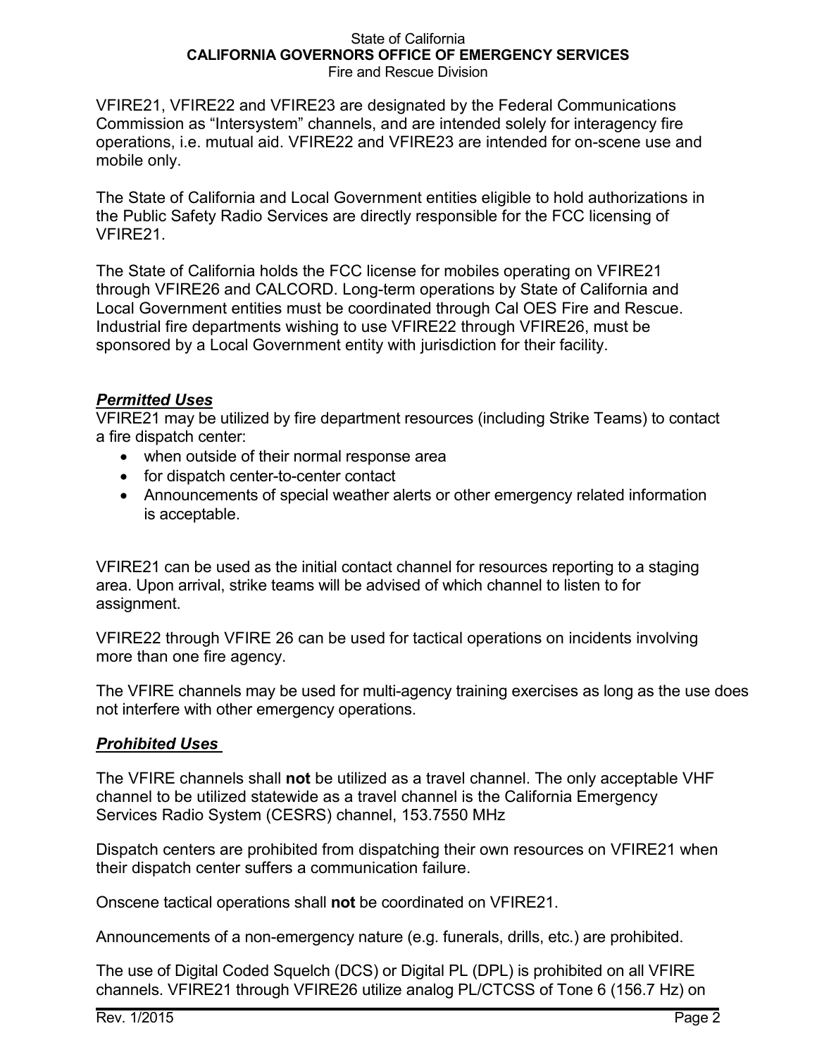VFIRE21, VFIRE22 and VFIRE23 are designated by the Federal Communications Commission as "Intersystem" channels, and are intended solely for interagency fire operations, i.e. mutual aid. VFIRE22 and VFIRE23 are intended for on-scene use and mobile only.

The State of California and Local Government entities eligible to hold authorizations in the Public Safety Radio Services are directly responsible for the FCC licensing of VFIRE21.

The State of California holds the FCC license for mobiles operating on VFIRE21 through VFIRE26 and CALCORD. Long-term operations by State of California and Local Government entities must be coordinated through Cal OES Fire and Rescue. Industrial fire departments wishing to use VFIRE22 through VFIRE26, must be sponsored by a Local Government entity with jurisdiction for their facility.

## ***Permitted Uses***

VFIRE21 may be utilized by fire department resources (including Strike Teams) to contact a fire dispatch center:

- when outside of their normal response area
- for dispatch center-to-center contact
- Announcements of special weather alerts or other emergency related information is acceptable.

VFIRE21 can be used as the initial contact channel for resources reporting to a staging area. Upon arrival, strike teams will be advised of which channel to listen to for assignment.

VFIRE22 through VFIRE 26 can be used for tactical operations on incidents involving more than one fire agency.

The VFIRE channels may be used for multi-agency training exercises as long as the use does not interfere with other emergency operations.

## ***Prohibited Uses***

The VFIRE channels shall **not** be utilized as a travel channel. The only acceptable VHF channel to be utilized statewide as a travel channel is the California Emergency Services Radio System (CESRS) channel, 153.7550 MHz

Dispatch centers are prohibited from dispatching their own resources on VFIRE21 when their dispatch center suffers a communication failure.

Onscene tactical operations shall **not** be coordinated on VFIRE21.

Announcements of a non-emergency nature (e.g. funerals, drills, etc.) are prohibited.

The use of Digital Coded Squelch (DCS) or Digital PL (DPL) is prohibited on all VFIRE channels. VFIRE21 through VFIRE26 utilize analog PL/CTCSS of Tone 6 (156.7 Hz) on

Rev. 1/2015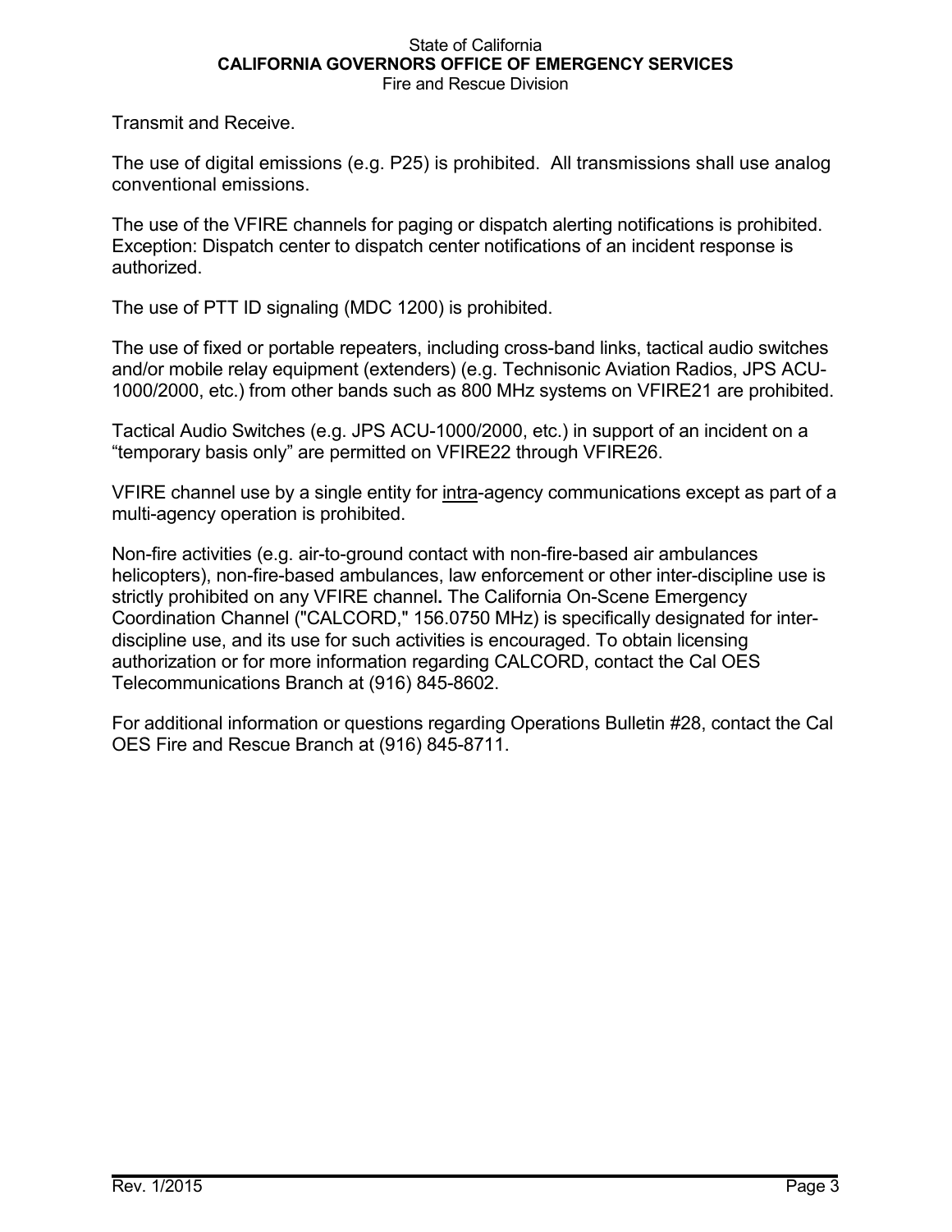Transmit and Receive.

The use of digital emissions (e.g. P25) is prohibited. All transmissions shall use analog conventional emissions.

The use of the VFIRE channels for paging or dispatch alerting notifications is prohibited. Exception: Dispatch center to dispatch center notifications of an incident response is authorized.

The use of PTT ID signaling (MDC 1200) is prohibited.

The use of fixed or portable repeaters, including cross-band links, tactical audio switches and/or mobile relay equipment (extenders) (e.g. Technisonic Aviation Radios, JPS ACU-1000/2000, etc.) from other bands such as 800 MHz systems on VFIRE21 are prohibited.

Tactical Audio Switches (e.g. JPS ACU-1000/2000, etc.) in support of an incident on a "temporary basis only" are permitted on VFIRE22 through VFIRE26.

VFIRE channel use by a single entity for <u>intra</u>-agency communications except as part of a multi-agency operation is prohibited.

Non-fire activities (e.g. air-to-ground contact with non-fire-based air ambulances helicopters), non-fire-based ambulances, law enforcement or other inter-discipline use is strictly prohibited on any VFIRE channel**.** The California On-Scene Emergency Coordination Channel ("CALCORD," 156.0750 MHz) is specifically designated for inter-discipline use, and its use for such activities is encouraged. To obtain licensing authorization or for more information regarding CALCORD, contact the Cal OES Telecommunications Branch at (916) 845-8602.

For additional information or questions regarding Operations Bulletin #28, contact the Cal OES Fire and Rescue Branch at (916) 845-8711.